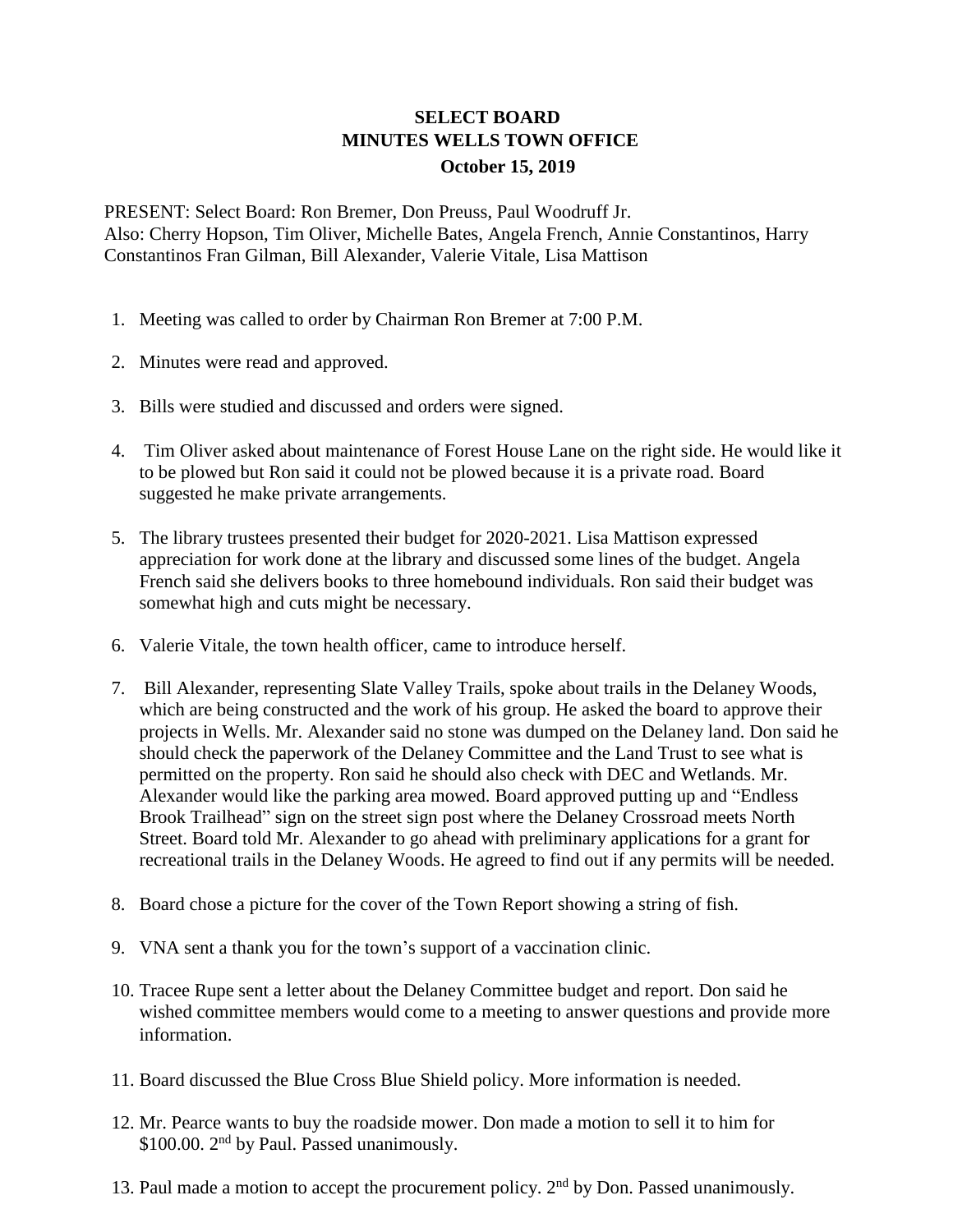# SELECT BOARD
## MINUTES WELLS TOWN OFFICE
### October 15, 2019

PRESENT: Select Board: Ron Bremer, Don Preuss, Paul Woodruff Jr.
Also: Cherry Hopson, Tim Oliver, Michelle Bates, Angela French, Annie Constantinos, Harry Constantinos Fran Gilman, Bill Alexander, Valerie Vitale, Lisa Mattison

1. Meeting was called to order by Chairman Ron Bremer at 7:00 P.M.
2. Minutes were read and approved.
3. Bills were studied and discussed and orders were signed.
4. Tim Oliver asked about maintenance of Forest House Lane on the right side. He would like it to be plowed but Ron said it could not be plowed because it is a private road. Board suggested he make private arrangements.
5. The library trustees presented their budget for 2020-2021. Lisa Mattison expressed appreciation for work done at the library and discussed some lines of the budget. Angela French said she delivers books to three homebound individuals. Ron said their budget was somewhat high and cuts might be necessary.
6. Valerie Vitale, the town health officer, came to introduce herself.
7. Bill Alexander, representing Slate Valley Trails, spoke about trails in the Delaney Woods, which are being constructed and the work of his group. He asked the board to approve their projects in Wells. Mr. Alexander said no stone was dumped on the Delaney land. Don said he should check the paperwork of the Delaney Committee and the Land Trust to see what is permitted on the property. Ron said he should also check with DEC and Wetlands. Mr. Alexander would like the parking area mowed. Board approved putting up and "Endless Brook Trailhead" sign on the street sign post where the Delaney Crossroad meets North Street. Board told Mr. Alexander to go ahead with preliminary applications for a grant for recreational trails in the Delaney Woods. He agreed to find out if any permits will be needed.
8. Board chose a picture for the cover of the Town Report showing a string of fish.
9. VNA sent a thank you for the town's support of a vaccination clinic.
10. Tracee Rupe sent a letter about the Delaney Committee budget and report. Don said he wished committee members would come to a meeting to answer questions and provide more information.
11. Board discussed the Blue Cross Blue Shield policy. More information is needed.
12. Mr. Pearce wants to buy the roadside mower. Don made a motion to sell it to him for $100.00. 2nd by Paul. Passed unanimously.
13. Paul made a motion to accept the procurement policy. 2nd by Don. Passed unanimously.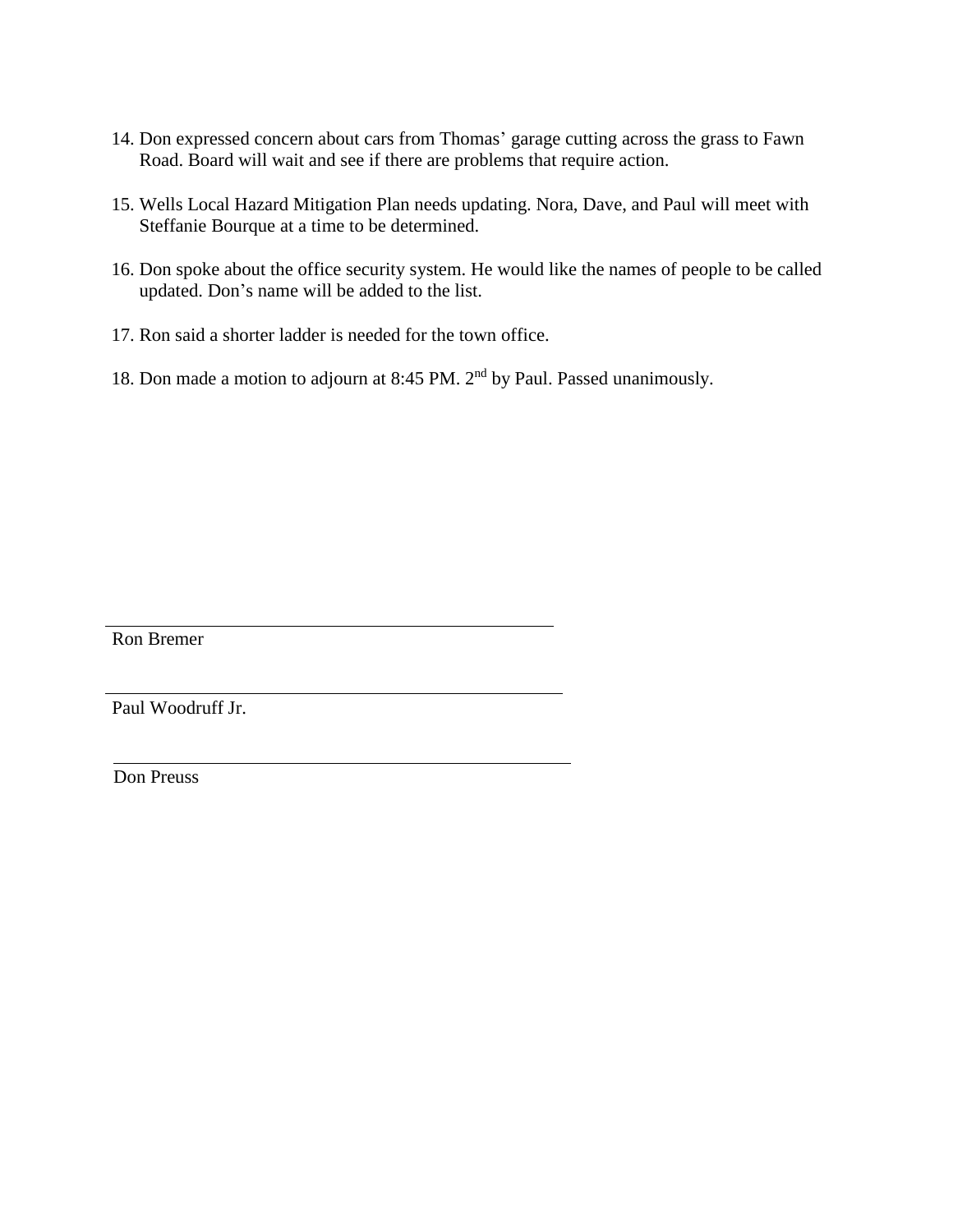14. Don expressed concern about cars from Thomas' garage cutting across the grass to Fawn Road. Board will wait and see if there are problems that require action.

15. Wells Local Hazard Mitigation Plan needs updating. Nora, Dave, and Paul will meet with Steffanie Bourque at a time to be determined.

16. Don spoke about the office security system. He would like the names of people to be called updated. Don's name will be added to the list.

17. Ron said a shorter ladder is needed for the town office.

18. Don made a motion to adjourn at 8:45 PM. 2nd by Paul. Passed unanimously.

\_\_\_\_\_\_\_\_\_\_\_\_\_\_\_\_\_\_\_\_\_\_\_\_\_\_\_\_\_\_\_\_\_\_\_\_\_\_\_\_\_\_\_\_
Ron Bremer

\_\_\_\_\_\_\_\_\_\_\_\_\_\_\_\_\_\_\_\_\_\_\_\_\_\_\_\_\_\_\_\_\_\_\_\_\_\_\_\_\_\_\_\_
Paul Woodruff Jr.

\_\_\_\_\_\_\_\_\_\_\_\_\_\_\_\_\_\_\_\_\_\_\_\_\_\_\_\_\_\_\_\_\_\_\_\_\_\_\_\_\_\_\_\_
Don Preuss